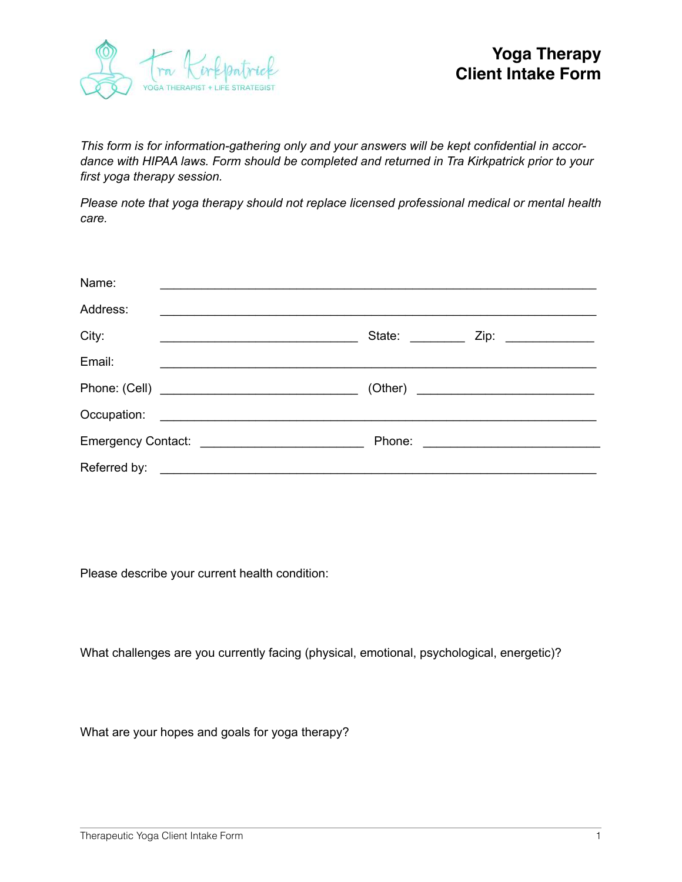Tra Kirkpatrick
YOGA THERAPIST + LIFE STRATEGIST

# Yoga Therapy Client Intake Form

*This form is for information-gathering only and your answers will be kept confidential in accordance with HIPAA laws. Form should be completed and returned in Tra Kirkpatrick prior to your first yoga therapy session.*

*Please note that yoga therapy should not replace licensed professional medical or mental health care.*

Name: ______________________________________________________________

Address: ______________________________________________________________

City: ______________________________ State: ________ Zip: _____________

Email: ______________________________________________________________

Phone: (Cell) ______________________________ (Other) ___________________________

Occupation: ______________________________________________________________

Emergency Contact: ________________________ Phone: ___________________________

Referred by: ______________________________________________________________

Please describe your current health condition:

What challenges are you currently facing (physical, emotional, psychological, energetic)?

What are your hopes and goals for yoga therapy?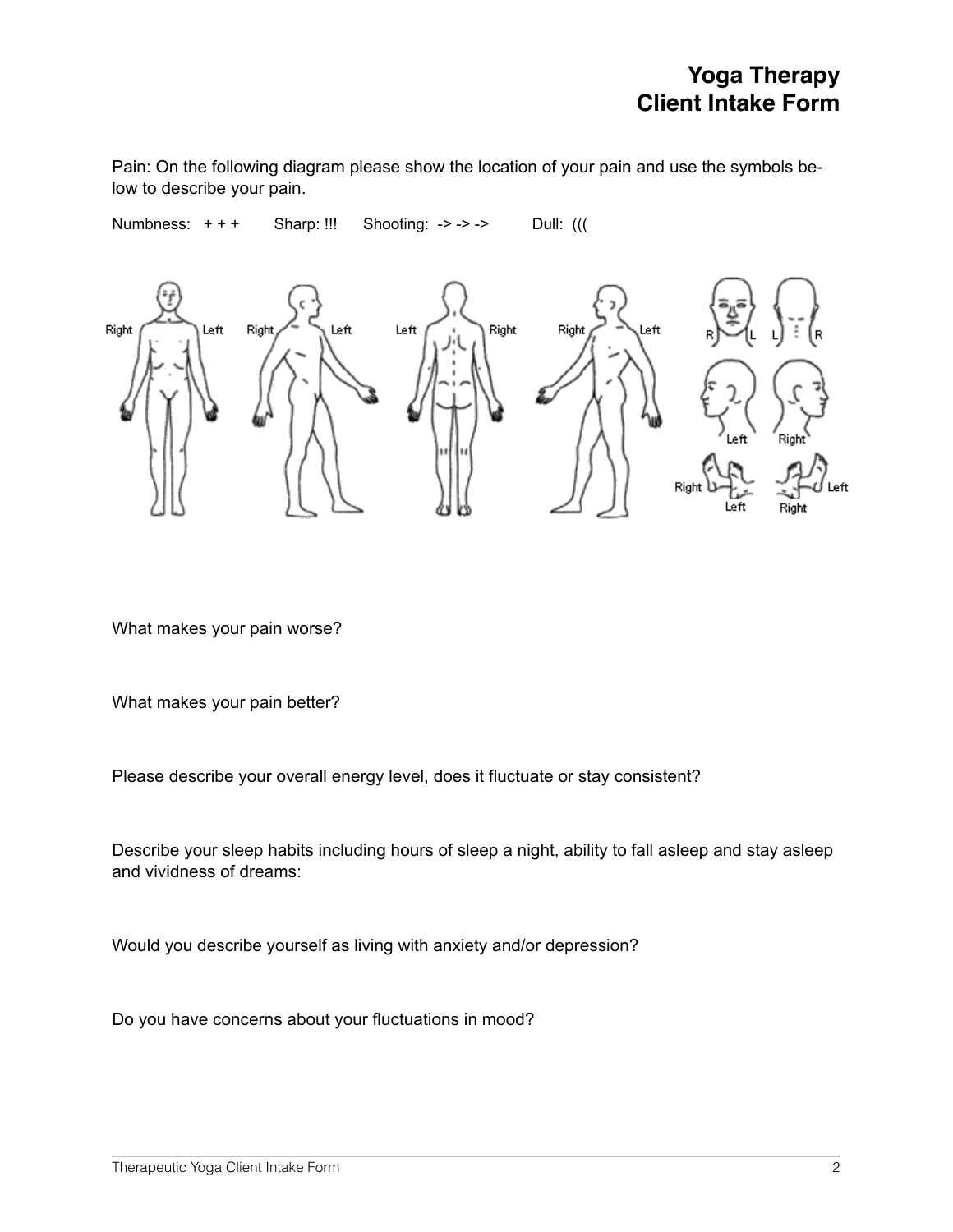# Yoga Therapy
# Client Intake Form

Pain: On the following diagram please show the location of your pain and use the symbols below to describe your pain.

Numbness: + + +    Sharp: !!!    Shooting: -> -> ->    Dull: (((

Right Left Right Left Left Right Right Left

R L L R

Left Right

Right Left Right Left

What makes your pain worse?

What makes your pain better?

Please describe your overall energy level, does it fluctuate or stay consistent?

Describe your sleep habits including hours of sleep a night, ability to fall asleep and stay asleep and vividness of dreams:

Would you describe yourself as living with anxiety and/or depression?

Do you have concerns about your fluctuations in mood?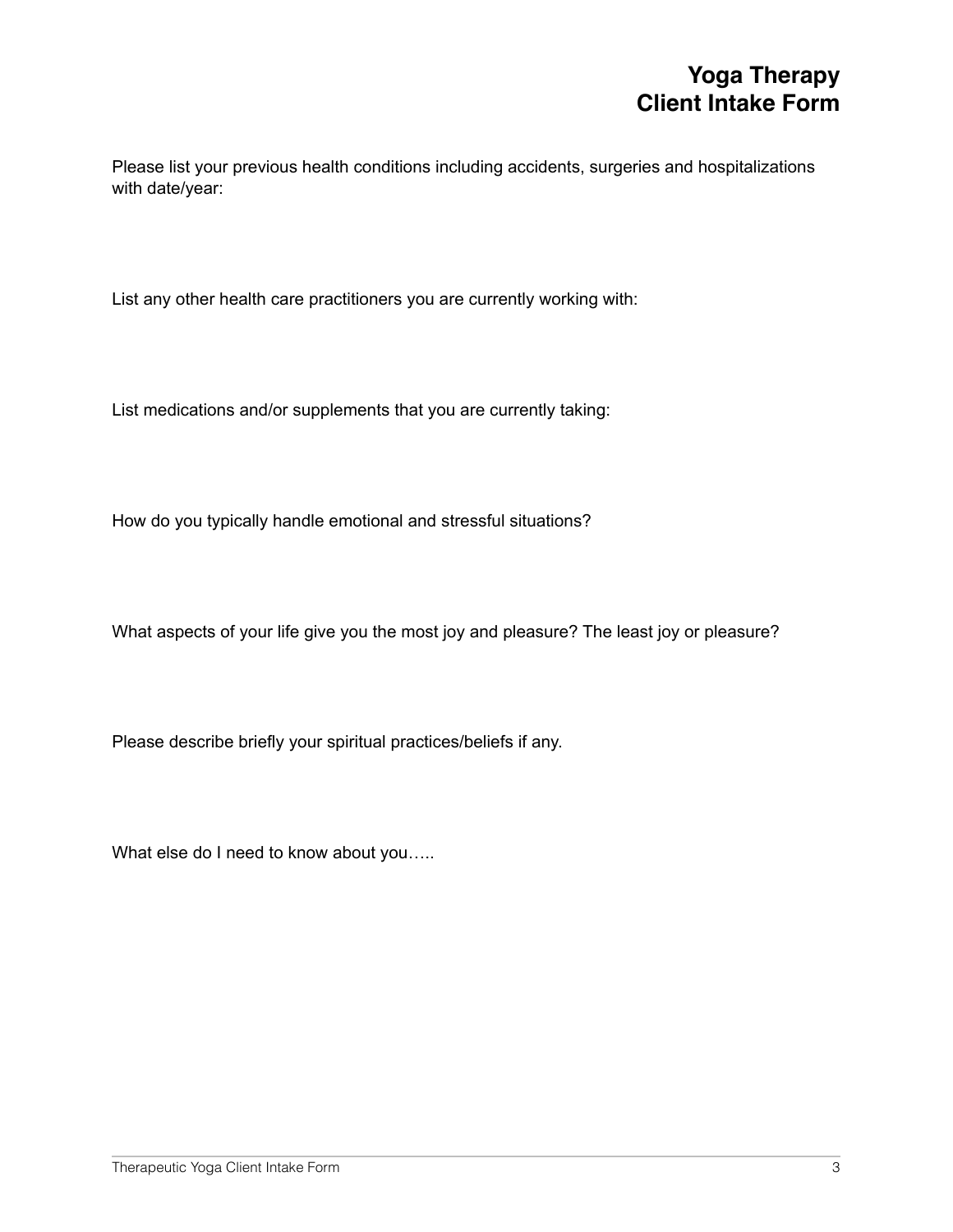# Yoga Therapy
# Client Intake Form

Please list your previous health conditions including accidents, surgeries and hospitalizations with date/year:

List any other health care practitioners you are currently working with:

List medications and/or supplements that you are currently taking:

How do you typically handle emotional and stressful situations?

What aspects of your life give you the most joy and pleasure? The least joy or pleasure?

Please describe briefly your spiritual practices/beliefs if any.

What else do I need to know about you…..